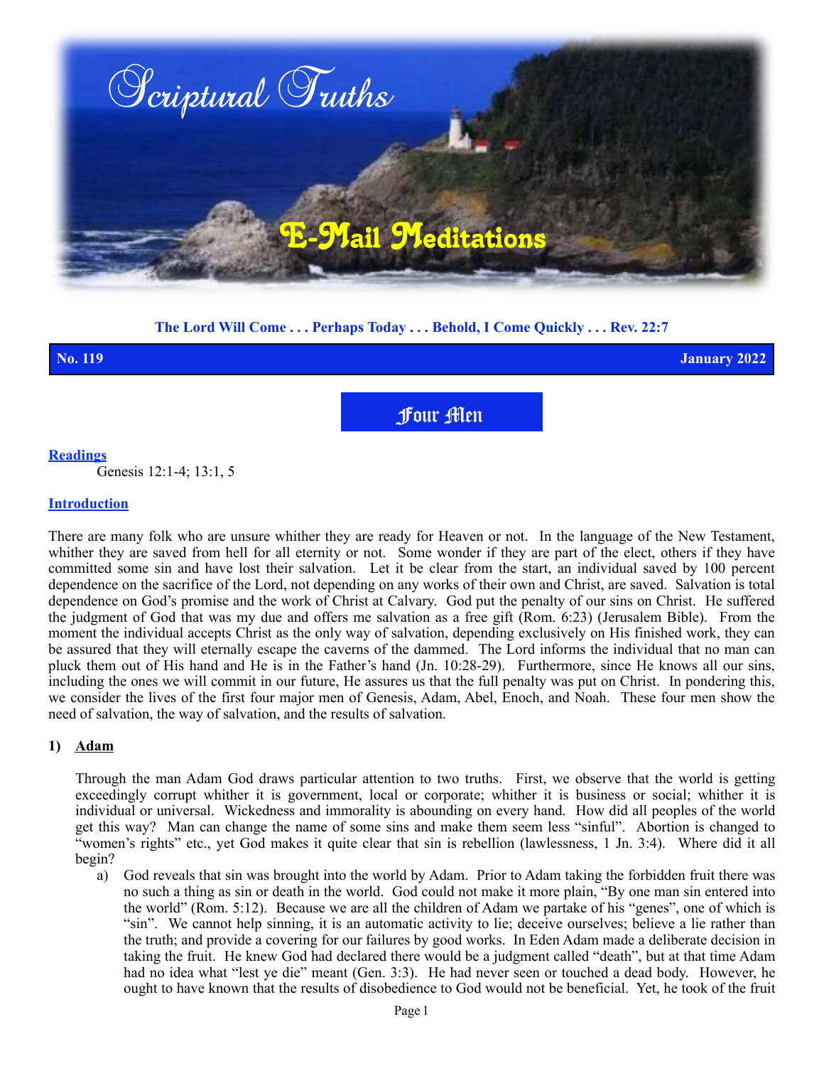# Scriptural Truths

## E-Mail Meditations

**The Lord Will Come . . . Perhaps Today . . . Behold, I Come Quickly . . . Rev. 22:7**

**No. 119** **January 2022**

## Four Men

**Readings**

Genesis 12:1-4; 13:1, 5

**Introduction**

There are many folk who are unsure whither they are ready for Heaven or not. In the language of the New Testament, whither they are saved from hell for all eternity or not. Some wonder if they are part of the elect, others if they have committed some sin and have lost their salvation. Let it be clear from the start, an individual saved by 100 percent dependence on the sacrifice of the Lord, not depending on any works of their own and Christ, are saved. Salvation is total dependence on God's promise and the work of Christ at Calvary. God put the penalty of our sins on Christ. He suffered the judgment of God that was my due and offers me salvation as a free gift (Rom. 6:23) (Jerusalem Bible). From the moment the individual accepts Christ as the only way of salvation, depending exclusively on His finished work, they can be assured that they will eternally escape the caverns of the dammed. The Lord informs the individual that no man can pluck them out of His hand and He is in the Father's hand (Jn. 10:28-29). Furthermore, since He knows all our sins, including the ones we will commit in our future, He assures us that the full penalty was put on Christ. In pondering this, we consider the lives of the first four major men of Genesis, Adam, Abel, Enoch, and Noah. These four men show the need of salvation, the way of salvation, and the results of salvation.

**1) Adam**

Through the man Adam God draws particular attention to two truths. First, we observe that the world is getting exceedingly corrupt whither it is government, local or corporate; whither it is business or social; whither it is individual or universal. Wickedness and immorality is abounding on every hand. How did all peoples of the world get this way? Man can change the name of some sins and make them seem less "sinful". Abortion is changed to "women's rights" etc., yet God makes it quite clear that sin is rebellion (lawlessness, 1 Jn. 3:4). Where did it all begin?

a) God reveals that sin was brought into the world by Adam. Prior to Adam taking the forbidden fruit there was no such a thing as sin or death in the world. God could not make it more plain, "By one man sin entered into the world" (Rom. 5:12). Because we are all the children of Adam we partake of his "genes", one of which is "sin". We cannot help sinning, it is an automatic activity to lie; deceive ourselves; believe a lie rather than the truth; and provide a covering for our failures by good works. In Eden Adam made a deliberate decision in taking the fruit. He knew God had declared there would be a judgment called "death", but at that time Adam had no idea what "lest ye die" meant (Gen. 3:3). He had never seen or touched a dead body. However, he ought to have known that the results of disobedience to God would not be beneficial. Yet, he took of the fruit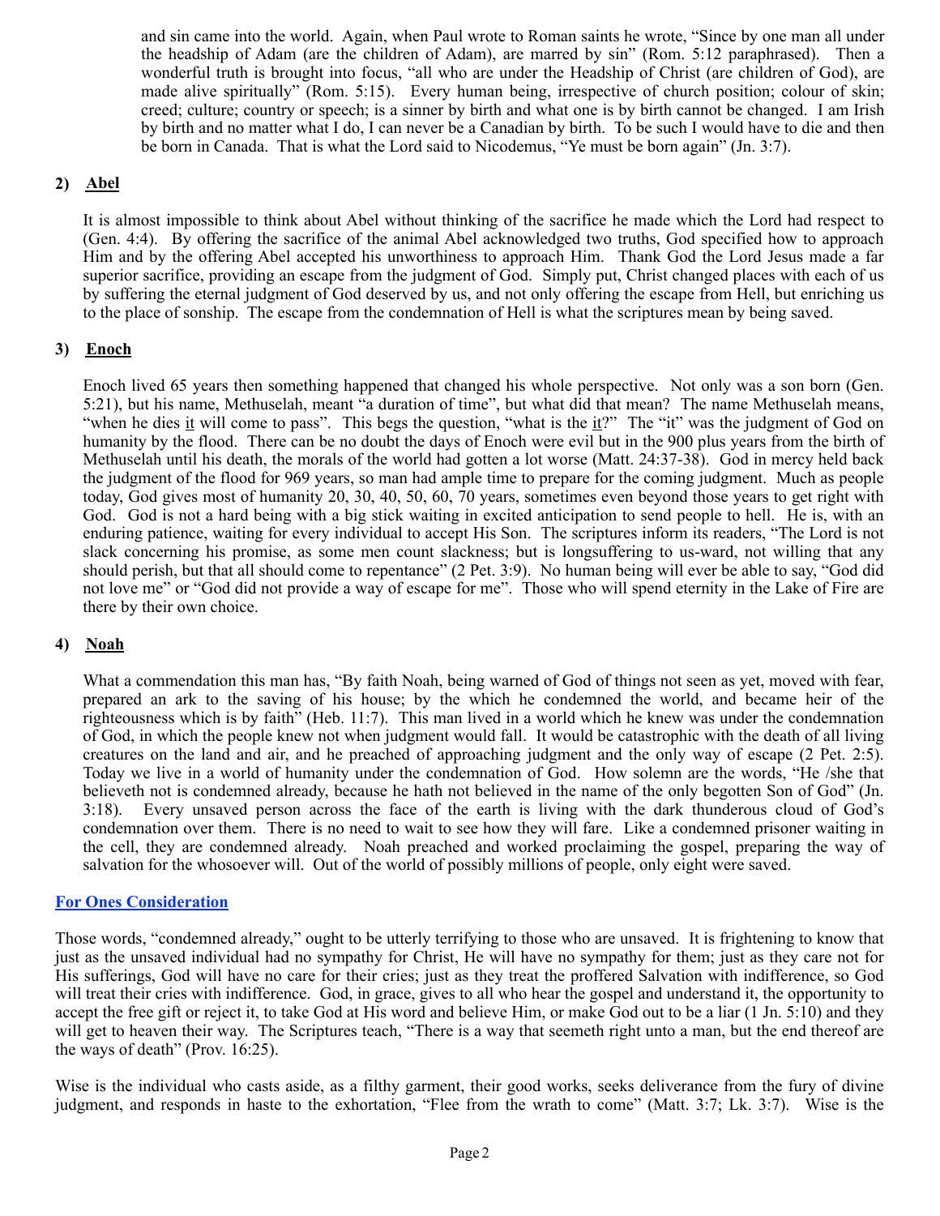and sin came into the world. Again, when Paul wrote to Roman saints he wrote, "Since by one man all under the headship of Adam (are the children of Adam), are marred by sin" (Rom. 5:12 paraphrased). Then a wonderful truth is brought into focus, "all who are under the Headship of Christ (are children of God), are made alive spiritually" (Rom. 5:15). Every human being, irrespective of church position; colour of skin; creed; culture; country or speech; is a sinner by birth and what one is by birth cannot be changed. I am Irish by birth and no matter what I do, I can never be a Canadian by birth. To be such I would have to die and then be born in Canada. That is what the Lord said to Nicodemus, "Ye must be born again" (Jn. 3:7).

## 2) Abel

It is almost impossible to think about Abel without thinking of the sacrifice he made which the Lord had respect to (Gen. 4:4). By offering the sacrifice of the animal Abel acknowledged two truths, God specified how to approach Him and by the offering Abel accepted his unworthiness to approach Him. Thank God the Lord Jesus made a far superior sacrifice, providing an escape from the judgment of God. Simply put, Christ changed places with each of us by suffering the eternal judgment of God deserved by us, and not only offering the escape from Hell, but enriching us to the place of sonship. The escape from the condemnation of Hell is what the scriptures mean by being saved.

## 3) Enoch

Enoch lived 65 years then something happened that changed his whole perspective. Not only was a son born (Gen. 5:21), but his name, Methuselah, meant "a duration of time", but what did that mean? The name Methuselah means, "when he dies it will come to pass". This begs the question, "what is the it?" The "it" was the judgment of God on humanity by the flood. There can be no doubt the days of Enoch were evil but in the 900 plus years from the birth of Methuselah until his death, the morals of the world had gotten a lot worse (Matt. 24:37-38). God in mercy held back the judgment of the flood for 969 years, so man had ample time to prepare for the coming judgment. Much as people today, God gives most of humanity 20, 30, 40, 50, 60, 70 years, sometimes even beyond those years to get right with God. God is not a hard being with a big stick waiting in excited anticipation to send people to hell. He is, with an enduring patience, waiting for every individual to accept His Son. The scriptures inform its readers, "The Lord is not slack concerning his promise, as some men count slackness; but is longsuffering to us-ward, not willing that any should perish, but that all should come to repentance" (2 Pet. 3:9). No human being will ever be able to say, "God did not love me" or "God did not provide a way of escape for me". Those who will spend eternity in the Lake of Fire are there by their own choice.

## 4) Noah

What a commendation this man has, "By faith Noah, being warned of God of things not seen as yet, moved with fear, prepared an ark to the saving of his house; by the which he condemned the world, and became heir of the righteousness which is by faith" (Heb. 11:7). This man lived in a world which he knew was under the condemnation of God, in which the people knew not when judgment would fall. It would be catastrophic with the death of all living creatures on the land and air, and he preached of approaching judgment and the only way of escape (2 Pet. 2:5). Today we live in a world of humanity under the condemnation of God. How solemn are the words, "He /she that believeth not is condemned already, because he hath not believed in the name of the only begotten Son of God" (Jn. 3:18). Every unsaved person across the face of the earth is living with the dark thunderous cloud of God's condemnation over them. There is no need to wait to see how they will fare. Like a condemned prisoner waiting in the cell, they are condemned already. Noah preached and worked proclaiming the gospel, preparing the way of salvation for the whosoever will. Out of the world of possibly millions of people, only eight were saved.

## For Ones Consideration

Those words, "condemned already," ought to be utterly terrifying to those who are unsaved. It is frightening to know that just as the unsaved individual had no sympathy for Christ, He will have no sympathy for them; just as they care not for His sufferings, God will have no care for their cries; just as they treat the proffered Salvation with indifference, so God will treat their cries with indifference. God, in grace, gives to all who hear the gospel and understand it, the opportunity to accept the free gift or reject it, to take God at His word and believe Him, or make God out to be a liar (1 Jn. 5:10) and they will get to heaven their way. The Scriptures teach, "There is a way that seemeth right unto a man, but the end thereof are the ways of death" (Prov. 16:25).

Wise is the individual who casts aside, as a filthy garment, their good works, seeks deliverance from the fury of divine judgment, and responds in haste to the exhortation, "Flee from the wrath to come" (Matt. 3:7; Lk. 3:7). Wise is the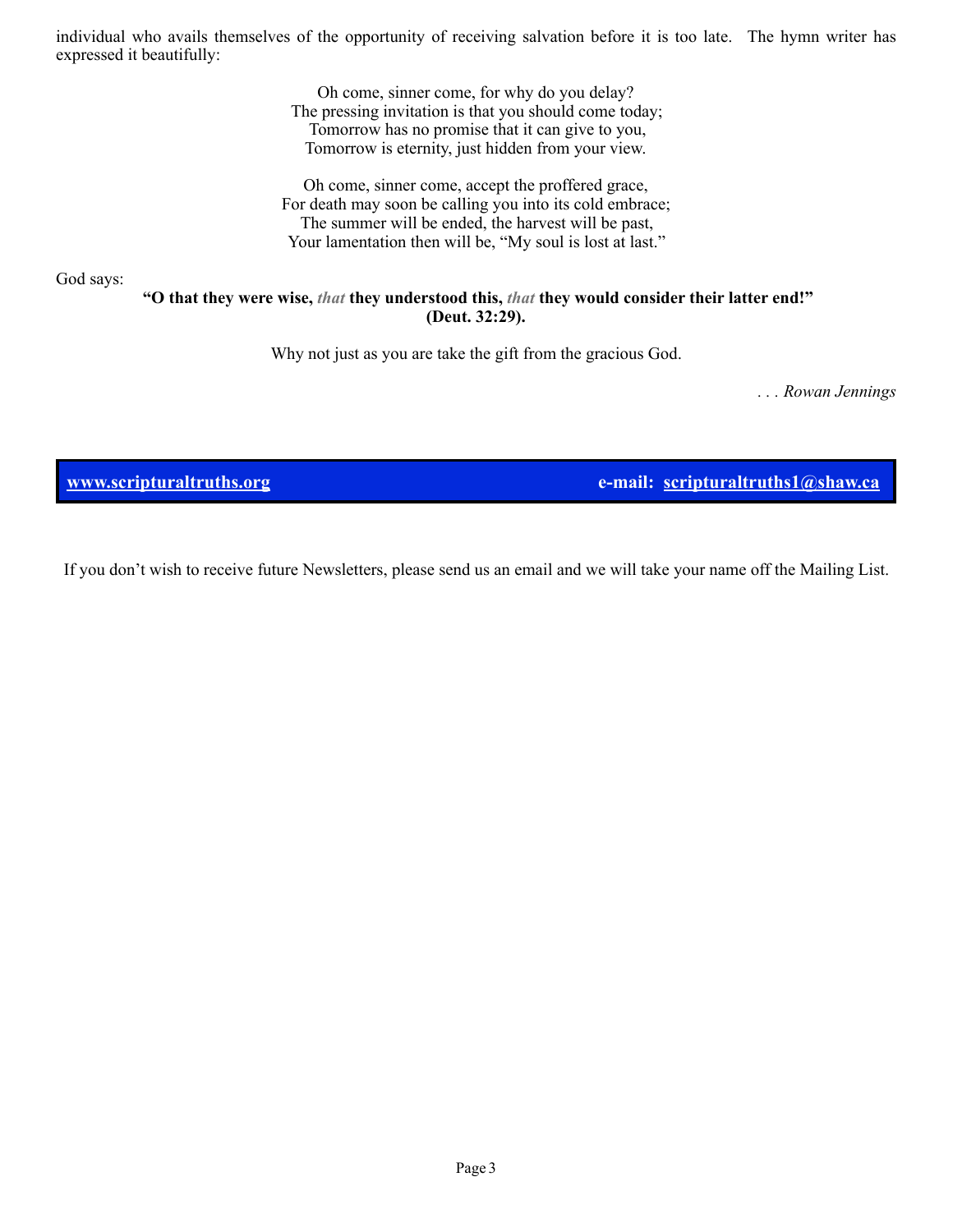individual who avails themselves of the opportunity of receiving salvation before it is too late. The hymn writer has expressed it beautifully:

Oh come, sinner come, for why do you delay?
The pressing invitation is that you should come today;
Tomorrow has no promise that it can give to you,
Tomorrow is eternity, just hidden from your view.

Oh come, sinner come, accept the proffered grace,
For death may soon be calling you into its cold embrace;
The summer will be ended, the harvest will be past,
Your lamentation then will be, "My soul is lost at last."

God says:

**"O that they were wise, *that* they understood this, *that* they would consider their latter end!" (Deut. 32:29).**

Why not just as you are take the gift from the gracious God.

*. . . Rowan Jennings*

**www.scripturaltruths.org** **e-mail: scripturaltruths1@shaw.ca**

If you don't wish to receive future Newsletters, please send us an email and we will take your name off the Mailing List.